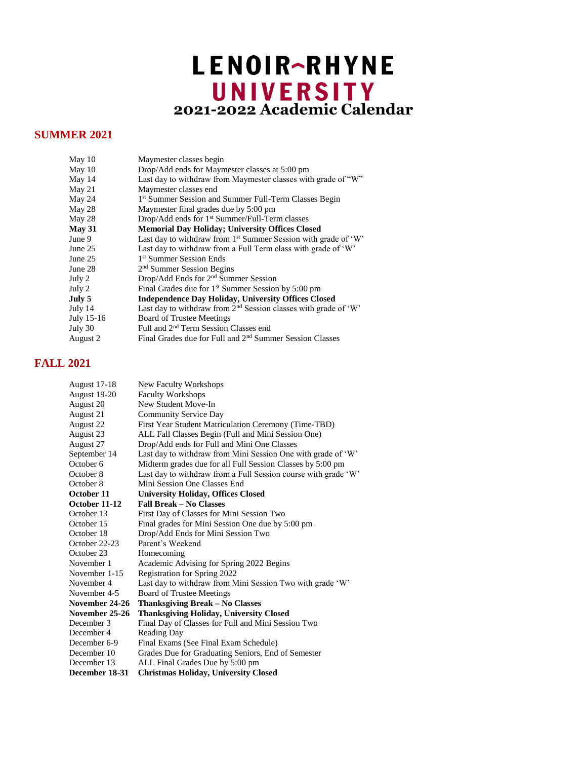# LENOIR-RHYNE UNIVERSITY

# 2021-2022 Academic Calendar

## SUMMER 2021

| | |
|---|---|
| May 10 | Maymester classes begin |
| May 10 | Drop/Add ends for Maymester classes at 5:00 pm |
| May 14 | Last day to withdraw from Maymester classes with grade of "W" |
| May 21 | Maymester classes end |
| May 24 | 1st Summer Session and Summer Full-Term Classes Begin |
| May 28 | Maymester final grades due by 5:00 pm |
| May 28 | Drop/Add ends for 1st Summer/Full-Term classes |
| **May 31** | **Memorial Day Holiday; University Offices Closed** |
| June 9 | Last day to withdraw from 1st Summer Session with grade of 'W' |
| June 25 | Last day to withdraw from a Full Term class with grade of 'W' |
| June 25 | 1st Summer Session Ends |
| June 28 | 2nd Summer Session Begins |
| July 2 | Drop/Add Ends for 2nd Summer Session |
| July 2 | Final Grades due for 1st Summer Session by 5:00 pm |
| **July 5** | **Independence Day Holiday, University Offices Closed** |
| July 14 | Last day to withdraw from 2nd Session classes with grade of 'W' |
| July 15-16 | Board of Trustee Meetings |
| July 30 | Full and 2nd Term Session Classes end |
| August 2 | Final Grades due for Full and 2nd Summer Session Classes |

## FALL 2021

| | |
|---|---|
| August 17-18 | New Faculty Workshops |
| August 19-20 | Faculty Workshops |
| August 20 | New Student Move-In |
| August 21 | Community Service Day |
| August 22 | First Year Student Matriculation Ceremony (Time-TBD) |
| August 23 | ALL Fall Classes Begin (Full and Mini Session One) |
| August 27 | Drop/Add ends for Full and Mini One Classes |
| September 14 | Last day to withdraw from Mini Session One with grade of 'W' |
| October 6 | Midterm grades due for all Full Session Classes by 5:00 pm |
| October 8 | Last day to withdraw from a Full Session course with grade 'W' |
| October 8 | Mini Session One Classes End |
| **October 11** | **University Holiday, Offices Closed** |
| **October 11-12** | **Fall Break – No Classes** |
| October 13 | First Day of Classes for Mini Session Two |
| October 15 | Final grades for Mini Session One due by 5:00 pm |
| October 18 | Drop/Add Ends for Mini Session Two |
| October 22-23 | Parent's Weekend |
| October 23 | Homecoming |
| November 1 | Academic Advising for Spring 2022 Begins |
| November 1-15 | Registration for Spring 2022 |
| November 4 | Last day to withdraw from Mini Session Two with grade 'W' |
| November 4-5 | Board of Trustee Meetings |
| **November 24-26** | **Thanksgiving Break – No Classes** |
| **November 25-26** | **Thanksgiving Holiday, University Closed** |
| December 3 | Final Day of Classes for Full and Mini Session Two |
| December 4 | Reading Day |
| December 6-9 | Final Exams (See Final Exam Schedule) |
| December 10 | Grades Due for Graduating Seniors, End of Semester |
| December 13 | ALL Final Grades Due by 5:00 pm |
| **December 18-31** | **Christmas Holiday, University Closed** |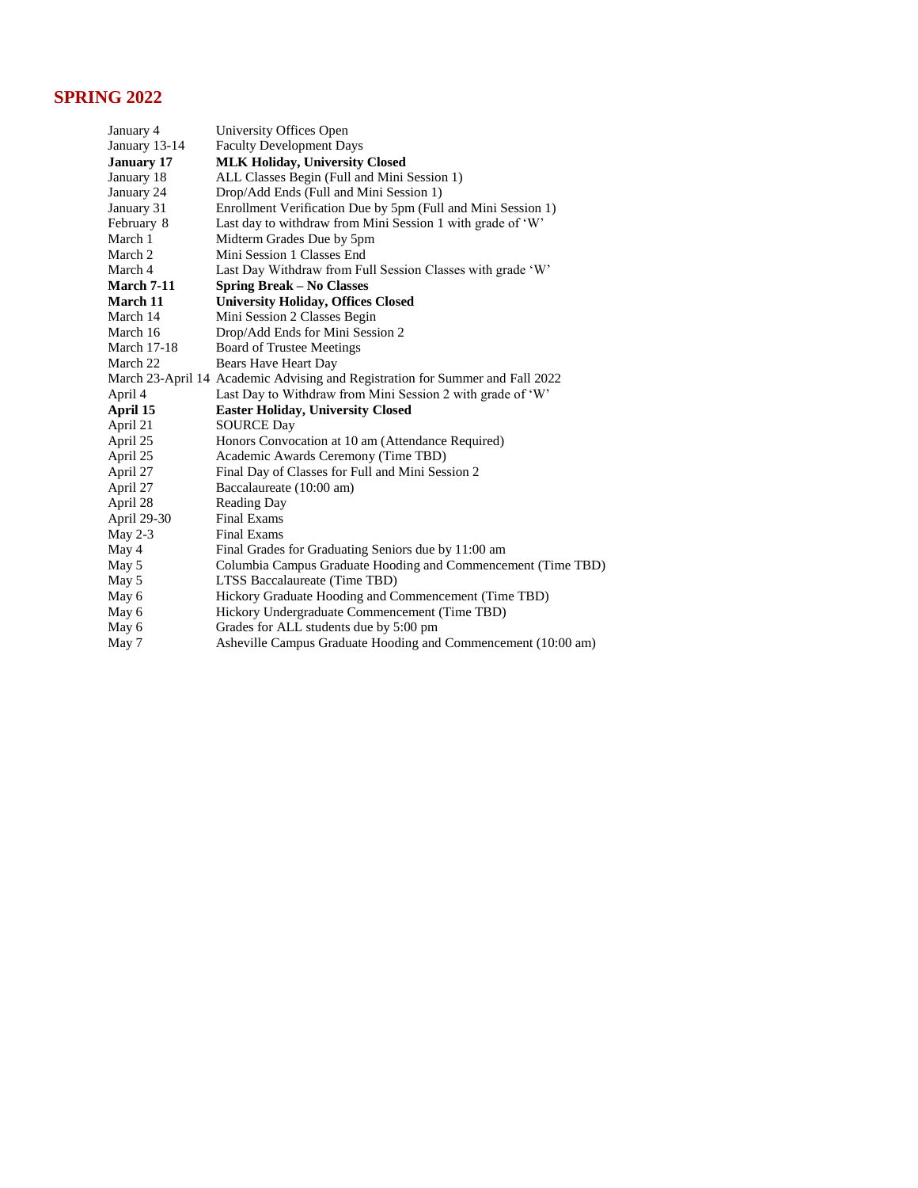## SPRING 2022

| | |
|---|---|
| January 4 | University Offices Open |
| January 13-14 | Faculty Development Days |
| **January 17** | **MLK Holiday, University Closed** |
| January 18 | ALL Classes Begin (Full and Mini Session 1) |
| January 24 | Drop/Add Ends (Full and Mini Session 1) |
| January 31 | Enrollment Verification Due by 5pm (Full and Mini Session 1) |
| February 8 | Last day to withdraw from Mini Session 1 with grade of 'W' |
| March 1 | Midterm Grades Due by 5pm |
| March 2 | Mini Session 1 Classes End |
| March 4 | Last Day Withdraw from Full Session Classes with grade 'W' |
| **March 7-11** | **Spring Break – No Classes** |
| **March 11** | **University Holiday, Offices Closed** |
| March 14 | Mini Session 2 Classes Begin |
| March 16 | Drop/Add Ends for Mini Session 2 |
| March 17-18 | Board of Trustee Meetings |
| March 22 | Bears Have Heart Day |
| March 23-April 14 | Academic Advising and Registration for Summer and Fall 2022 |
| April 4 | Last Day to Withdraw from Mini Session 2 with grade of 'W' |
| **April 15** | **Easter Holiday, University Closed** |
| April 21 | SOURCE Day |
| April 25 | Honors Convocation at 10 am (Attendance Required) |
| April 25 | Academic Awards Ceremony (Time TBD) |
| April 27 | Final Day of Classes for Full and Mini Session 2 |
| April 27 | Baccalaureate (10:00 am) |
| April 28 | Reading Day |
| April 29-30 | Final Exams |
| May 2-3 | Final Exams |
| May 4 | Final Grades for Graduating Seniors due by 11:00 am |
| May 5 | Columbia Campus Graduate Hooding and Commencement (Time TBD) |
| May 5 | LTSS Baccalaureate (Time TBD) |
| May 6 | Hickory Graduate Hooding and Commencement (Time TBD) |
| May 6 | Hickory Undergraduate Commencement (Time TBD) |
| May 6 | Grades for ALL students due by 5:00 pm |
| May 7 | Asheville Campus Graduate Hooding and Commencement (10:00 am) |